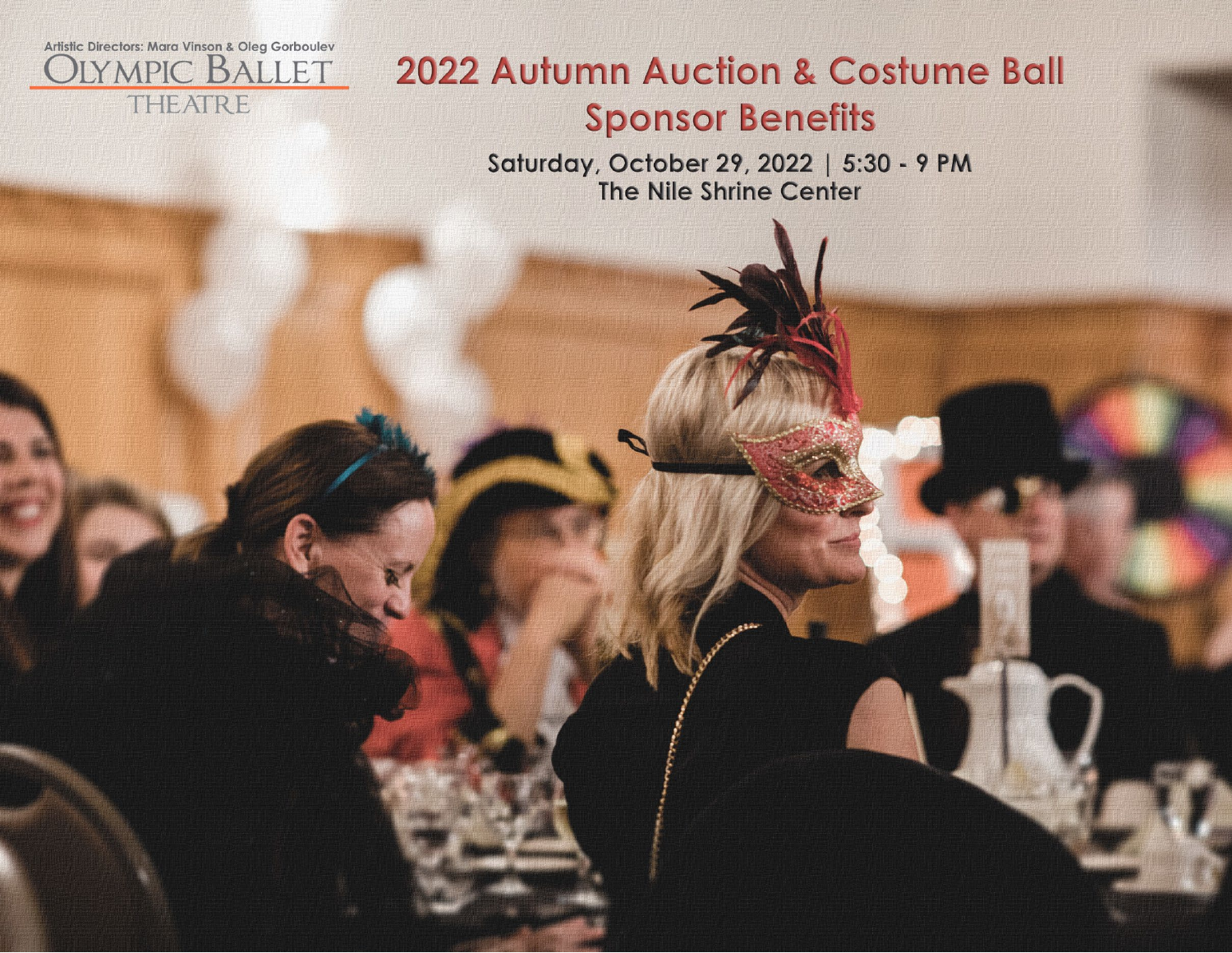Artistic Directors: Mara Vinson & Oleg Gorboulev

OLYMPIC BALLET THEATRE

# 2022 Autumn Auction & Costume Ball Sponsor Benefits

**Saturday, October 29, 2022 | 5:30 - 9 PM**
**The Nile Shrine Center**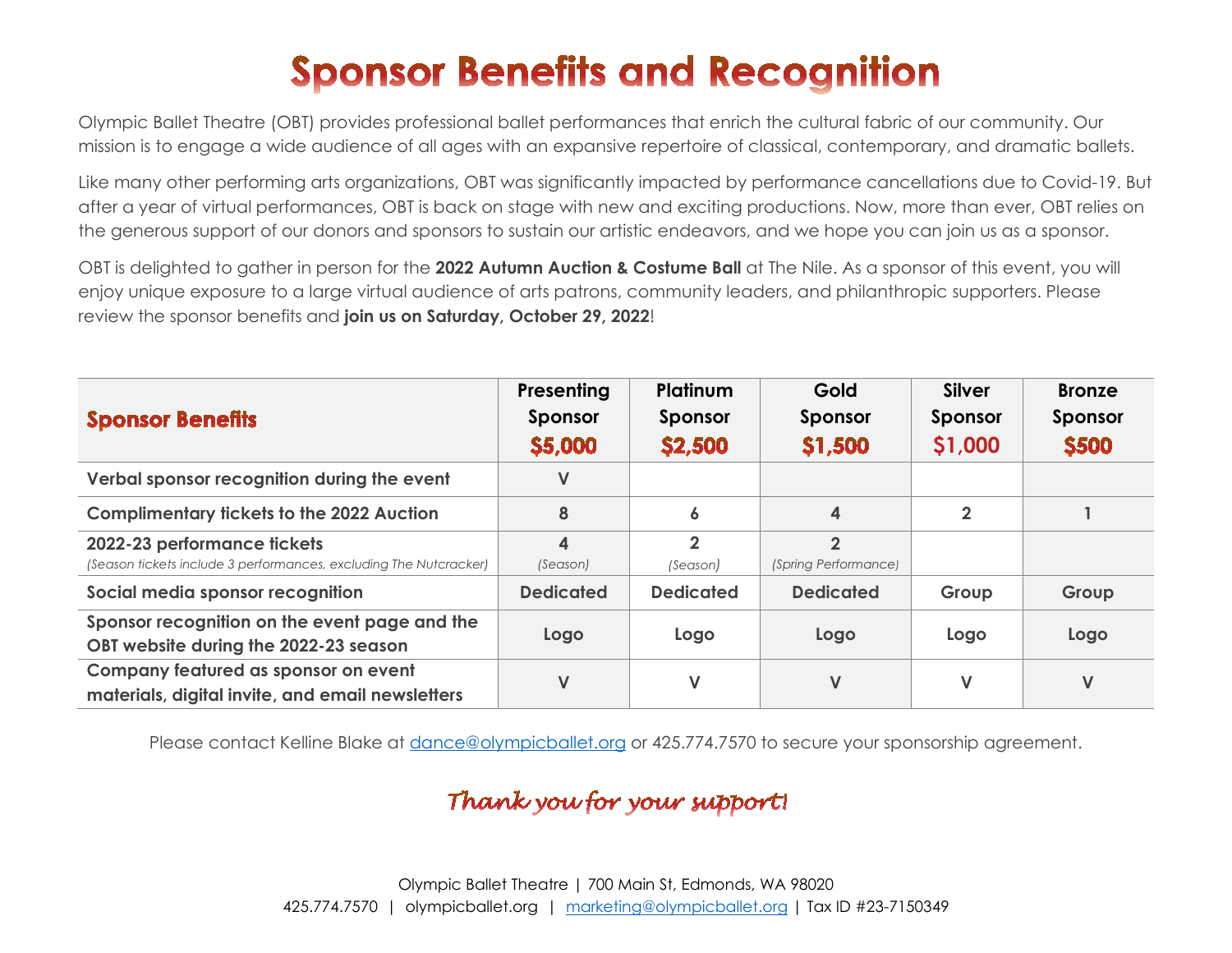# Sponsor Benefits and Recognition

Olympic Ballet Theatre (OBT) provides professional ballet performances that enrich the cultural fabric of our community. Our mission is to engage a wide audience of all ages with an expansive repertoire of classical, contemporary, and dramatic ballets.

Like many other performing arts organizations, OBT was significantly impacted by performance cancellations due to Covid-19. But after a year of virtual performances, OBT is back on stage with new and exciting productions. Now, more than ever, OBT relies on the generous support of our donors and sponsors to sustain our artistic endeavors, and we hope you can join us as a sponsor.

OBT is delighted to gather in person for the **2022 Autumn Auction & Costume Ball** at The Nile. As a sponsor of this event, you will enjoy unique exposure to a large virtual audience of arts patrons, community leaders, and philanthropic supporters. Please review the sponsor benefits and **join us on Saturday, October 29, 2022**!

| **Sponsor Benefits** | **Presenting Sponsor $5,000** | **Platinum Sponsor $2,500** | **Gold Sponsor $1,500** | **Silver Sponsor $1,000** | **Bronze Sponsor $500** |
|---|---|---|---|---|---|
| **Verbal sponsor recognition during the event** | V | | | | |
| **Complimentary tickets to the 2022 Auction** | 8 | 6 | 4 | 2 | 1 |
| **2022-23 performance tickets** *(Season tickets include 3 performances, excluding The Nutcracker)* | 4 *(Season)* | 2 *(Season)* | 2 *(Spring Performance)* | | |
| **Social media sponsor recognition** | Dedicated | Dedicated | Dedicated | Group | Group |
| **Sponsor recognition on the event page and the OBT website during the 2022-23 season** | Logo | Logo | Logo | Logo | Logo |
| **Company featured as sponsor on event materials, digital invite, and email newsletters** | V | V | V | V | V |

Please contact Kelline Blake at dance@olympicballet.org or 425.774.7570 to secure your sponsorship agreement.

*Thank you for your support!*

Olympic Ballet Theatre | 700 Main St, Edmonds, WA 98020
425.774.7570 | olympicballet.org | marketing@olympicballet.org | Tax ID #23-7150349